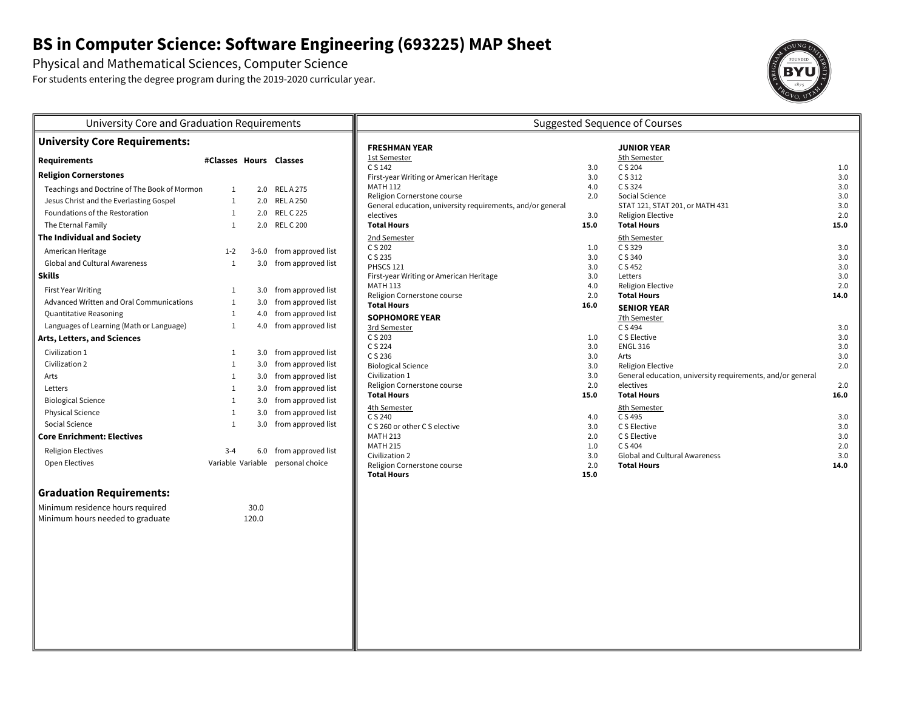# BS in Computer Science: Software Engineering (693225) MAP Sheet

Physical and Mathematical Sciences, Computer Science

For students entering the degree program during the 2019-2020 curricular year.

## University Core and Graduation Requirements

### University Core Requirements:

| Requirements | #Classes | Hours | Classes |
|---|---|---|---|
| **Religion Cornerstones** | | | |
| Teachings and Doctrine of The Book of Mormon | 1 | 2.0 | REL A 275 |
| Jesus Christ and the Everlasting Gospel | 1 | 2.0 | REL A 250 |
| Foundations of the Restoration | 1 | 2.0 | REL C 225 |
| The Eternal Family | 1 | 2.0 | REL C 200 |
| **The Individual and Society** | | | |
| American Heritage | 1-2 | 3-6.0 | from approved list |
| Global and Cultural Awareness | 1 | 3.0 | from approved list |
| **Skills** | | | |
| First Year Writing | 1 | 3.0 | from approved list |
| Advanced Written and Oral Communications | 1 | 3.0 | from approved list |
| Quantitative Reasoning | 1 | 4.0 | from approved list |
| Languages of Learning (Math or Language) | 1 | 4.0 | from approved list |
| **Arts, Letters, and Sciences** | | | |
| Civilization 1 | 1 | 3.0 | from approved list |
| Civilization 2 | 1 | 3.0 | from approved list |
| Arts | 1 | 3.0 | from approved list |
| Letters | 1 | 3.0 | from approved list |
| Biological Science | 1 | 3.0 | from approved list |
| Physical Science | 1 | 3.0 | from approved list |
| Social Science | 1 | 3.0 | from approved list |
| **Core Enrichment: Electives** | | | |
| Religion Electives | 3-4 | 6.0 | from approved list |
| Open Electives | Variable | Variable | personal choice |

### Graduation Requirements:

| | |
|---|---|
| Minimum residence hours required | 30.0 |
| Minimum hours needed to graduate | 120.0 |

## Suggested Sequence of Courses

### FRESHMAN YEAR

**1st Semester**

| Course | Hours |
|---|---|
| C S 142 | 3.0 |
| First-year Writing or American Heritage | 3.0 |
| MATH 112 | 4.0 |
| Religion Cornerstone course | 2.0 |
| General education, university requirements, and/or general electives | 3.0 |
| **Total Hours** | **15.0** |

**2nd Semester**

| Course | Hours |
|---|---|
| C S 202 | 1.0 |
| C S 235 | 3.0 |
| PHSCS 121 | 3.0 |
| First-year Writing or American Heritage | 3.0 |
| MATH 113 | 4.0 |
| Religion Cornerstone course | 2.0 |
| **Total Hours** | **16.0** |

### SOPHOMORE YEAR

**3rd Semester**

| Course | Hours |
|---|---|
| C S 203 | 1.0 |
| C S 224 | 3.0 |
| C S 236 | 3.0 |
| Biological Science | 3.0 |
| Civilization 1 | 3.0 |
| Religion Cornerstone course | 2.0 |
| **Total Hours** | **15.0** |

**4th Semester**

| Course | Hours |
|---|---|
| C S 240 | 4.0 |
| C S 260 or other C S elective | 3.0 |
| MATH 213 | 2.0 |
| MATH 215 | 1.0 |
| Civilization 2 | 3.0 |
| Religion Cornerstone course | 2.0 |
| **Total Hours** | **15.0** |

### JUNIOR YEAR

**5th Semester**

| Course | Hours |
|---|---|
| C S 204 | 1.0 |
| C S 312 | 3.0 |
| C S 324 | 3.0 |
| Social Science | 3.0 |
| STAT 121, STAT 201, or MATH 431 | 3.0 |
| Religion Elective | 2.0 |
| **Total Hours** | **15.0** |

**6th Semester**

| Course | Hours |
|---|---|
| C S 329 | 3.0 |
| C S 340 | 3.0 |
| C S 452 | 3.0 |
| Letters | 3.0 |
| Religion Elective | 2.0 |
| **Total Hours** | **14.0** |

### SENIOR YEAR

**7th Semester**

| Course | Hours |
|---|---|
| C S 494 | 3.0 |
| C S Elective | 3.0 |
| ENGL 316 | 3.0 |
| Arts | 3.0 |
| Religion Elective | 2.0 |
| General education, university requirements, and/or general electives | 2.0 |
| **Total Hours** | **16.0** |

**8th Semester**

| Course | Hours |
|---|---|
| C S 495 | 3.0 |
| C S Elective | 3.0 |
| C S Elective | 3.0 |
| C S 404 | 2.0 |
| Global and Cultural Awareness | 3.0 |
| **Total Hours** | **14.0** |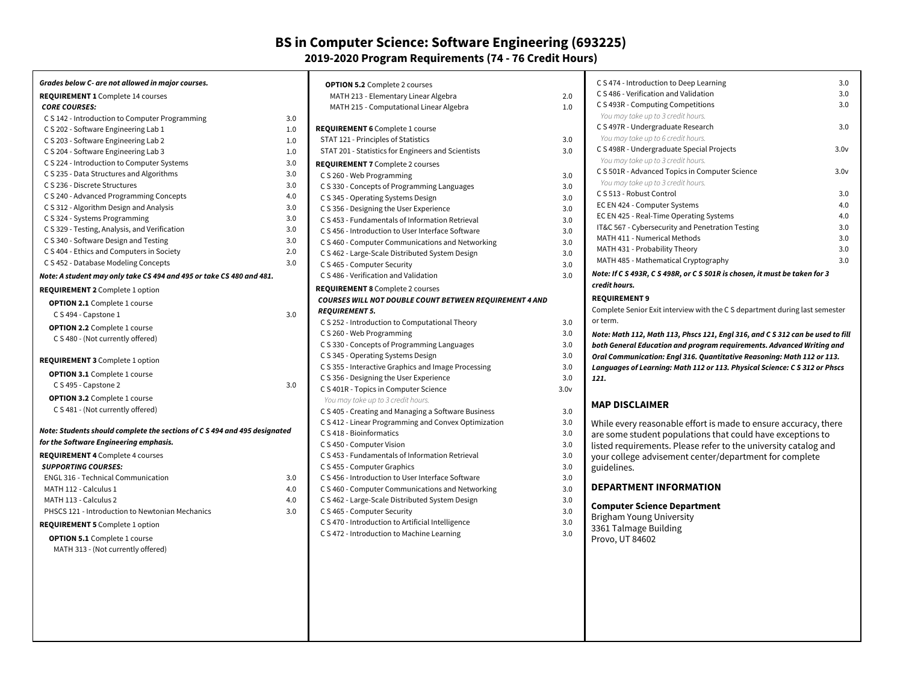# BS in Computer Science: Software Engineering (693225)

## 2019-2020 Program Requirements (74 - 76 Credit Hours)

***Grades below C- are not allowed in major courses.***

**REQUIREMENT 1** Complete 14 courses

***CORE COURSES:***

| Course | Credits |
|---|---|
| C S 142 - Introduction to Computer Programming | 3.0 |
| C S 202 - Software Engineering Lab 1 | 1.0 |
| C S 203 - Software Engineering Lab 2 | 1.0 |
| C S 204 - Software Engineering Lab 3 | 1.0 |
| C S 224 - Introduction to Computer Systems | 3.0 |
| C S 235 - Data Structures and Algorithms | 3.0 |
| C S 236 - Discrete Structures | 3.0 |
| C S 240 - Advanced Programming Concepts | 4.0 |
| C S 312 - Algorithm Design and Analysis | 3.0 |
| C S 324 - Systems Programming | 3.0 |
| C S 329 - Testing, Analysis, and Verification | 3.0 |
| C S 340 - Software Design and Testing | 3.0 |
| C S 404 - Ethics and Computers in Society | 2.0 |
| C S 452 - Database Modeling Concepts | 3.0 |

***Note: A student may only take CS 494 and 495 or take CS 480 and 481.***

**REQUIREMENT 2** Complete 1 option

**OPTION 2.1** Complete 1 course

| Course | Credits |
|---|---|
| C S 494 - Capstone 1 | 3.0 |

**OPTION 2.2** Complete 1 course

C S 480 - (Not currently offered)

**REQUIREMENT 3** Complete 1 option

**OPTION 3.1** Complete 1 course

| Course | Credits |
|---|---|
| C S 495 - Capstone 2 | 3.0 |

**OPTION 3.2** Complete 1 course

C S 481 - (Not currently offered)

***Note: Students should complete the sections of C S 494 and 495 designated for the Software Engineering emphasis.***

**REQUIREMENT 4** Complete 4 courses

***SUPPORTING COURSES:***

| Course | Credits |
|---|---|
| ENGL 316 - Technical Communication | 3.0 |
| MATH 112 - Calculus 1 | 4.0 |
| MATH 113 - Calculus 2 | 4.0 |
| PHSCS 121 - Introduction to Newtonian Mechanics | 3.0 |

**REQUIREMENT 5** Complete 1 option

**OPTION 5.1** Complete 1 course

MATH 313 - (Not currently offered)

**OPTION 5.2** Complete 2 courses

| Course | Credits |
|---|---|
| MATH 213 - Elementary Linear Algebra | 2.0 |
| MATH 215 - Computational Linear Algebra | 1.0 |

**REQUIREMENT 6** Complete 1 course

| Course | Credits |
|---|---|
| STAT 121 - Principles of Statistics | 3.0 |
| STAT 201 - Statistics for Engineers and Scientists | 3.0 |

**REQUIREMENT 7** Complete 2 courses

| Course | Credits |
|---|---|
| C S 260 - Web Programming | 3.0 |
| C S 330 - Concepts of Programming Languages | 3.0 |
| C S 345 - Operating Systems Design | 3.0 |
| C S 356 - Designing the User Experience | 3.0 |
| C S 453 - Fundamentals of Information Retrieval | 3.0 |
| C S 456 - Introduction to User Interface Software | 3.0 |
| C S 460 - Computer Communications and Networking | 3.0 |
| C S 462 - Large-Scale Distributed System Design | 3.0 |
| C S 465 - Computer Security | 3.0 |
| C S 486 - Verification and Validation | 3.0 |

**REQUIREMENT 8** Complete 2 courses

***COURSES WILL NOT DOUBLE COUNT BETWEEN REQUIREMENT 4 AND REQUIREMENT 5.***

| Course | Credits |
|---|---|
| C S 252 - Introduction to Computational Theory | 3.0 |
| C S 260 - Web Programming | 3.0 |
| C S 330 - Concepts of Programming Languages | 3.0 |
| C S 345 - Operating Systems Design | 3.0 |
| C S 355 - Interactive Graphics and Image Processing | 3.0 |
| C S 356 - Designing the User Experience | 3.0 |
| C S 401R - Topics in Computer Science *(You may take up to 3 credit hours.)* | 3.0v |
| C S 405 - Creating and Managing a Software Business | 3.0 |
| C S 412 - Linear Programming and Convex Optimization | 3.0 |
| C S 418 - Bioinformatics | 3.0 |
| C S 450 - Computer Vision | 3.0 |
| C S 453 - Fundamentals of Information Retrieval | 3.0 |
| C S 455 - Computer Graphics | 3.0 |
| C S 456 - Introduction to User Interface Software | 3.0 |
| C S 460 - Computer Communications and Networking | 3.0 |
| C S 462 - Large-Scale Distributed System Design | 3.0 |
| C S 465 - Computer Security | 3.0 |
| C S 470 - Introduction to Artificial Intelligence | 3.0 |
| C S 472 - Introduction to Machine Learning | 3.0 |
| C S 474 - Introduction to Deep Learning | 3.0 |
| C S 486 - Verification and Validation | 3.0 |
| C S 493R - Computing Competitions *(You may take up to 3 credit hours.)* | 3.0 |
| C S 497R - Undergraduate Research *(You may take up to 6 credit hours.)* | 3.0 |
| C S 498R - Undergraduate Special Projects *(You may take up to 3 credit hours.)* | 3.0v |
| C S 501R - Advanced Topics in Computer Science *(You may take up to 3 credit hours.)* | 3.0v |
| C S 513 - Robust Control | 3.0 |
| EC EN 424 - Computer Systems | 4.0 |
| EC EN 425 - Real-Time Operating Systems | 4.0 |
| IT&C 567 - Cybersecurity and Penetration Testing | 3.0 |
| MATH 411 - Numerical Methods | 3.0 |
| MATH 431 - Probability Theory | 3.0 |
| MATH 485 - Mathematical Cryptography | 3.0 |

***Note: If C S 493R, C S 498R, or C S 501R is chosen, it must be taken for 3 credit hours.***

**REQUIREMENT 9**

Complete Senior Exit interview with the C S department during last semester or term.

***Note: Math 112, Math 113, Phscs 121, Engl 316, and C S 312 can be used to fill both General Education and program requirements. Advanced Writing and Oral Communication: Engl 316. Quantitative Reasoning: Math 112 or 113. Languages of Learning: Math 112 or 113. Physical Science: C S 312 or Phscs 121.***

### MAP DISCLAIMER

While every reasonable effort is made to ensure accuracy, there are some student populations that could have exceptions to listed requirements. Please refer to the university catalog and your college advisement center/department for complete guidelines.

### DEPARTMENT INFORMATION

**Computer Science Department**
Brigham Young University
3361 Talmage Building
Provo, UT 84602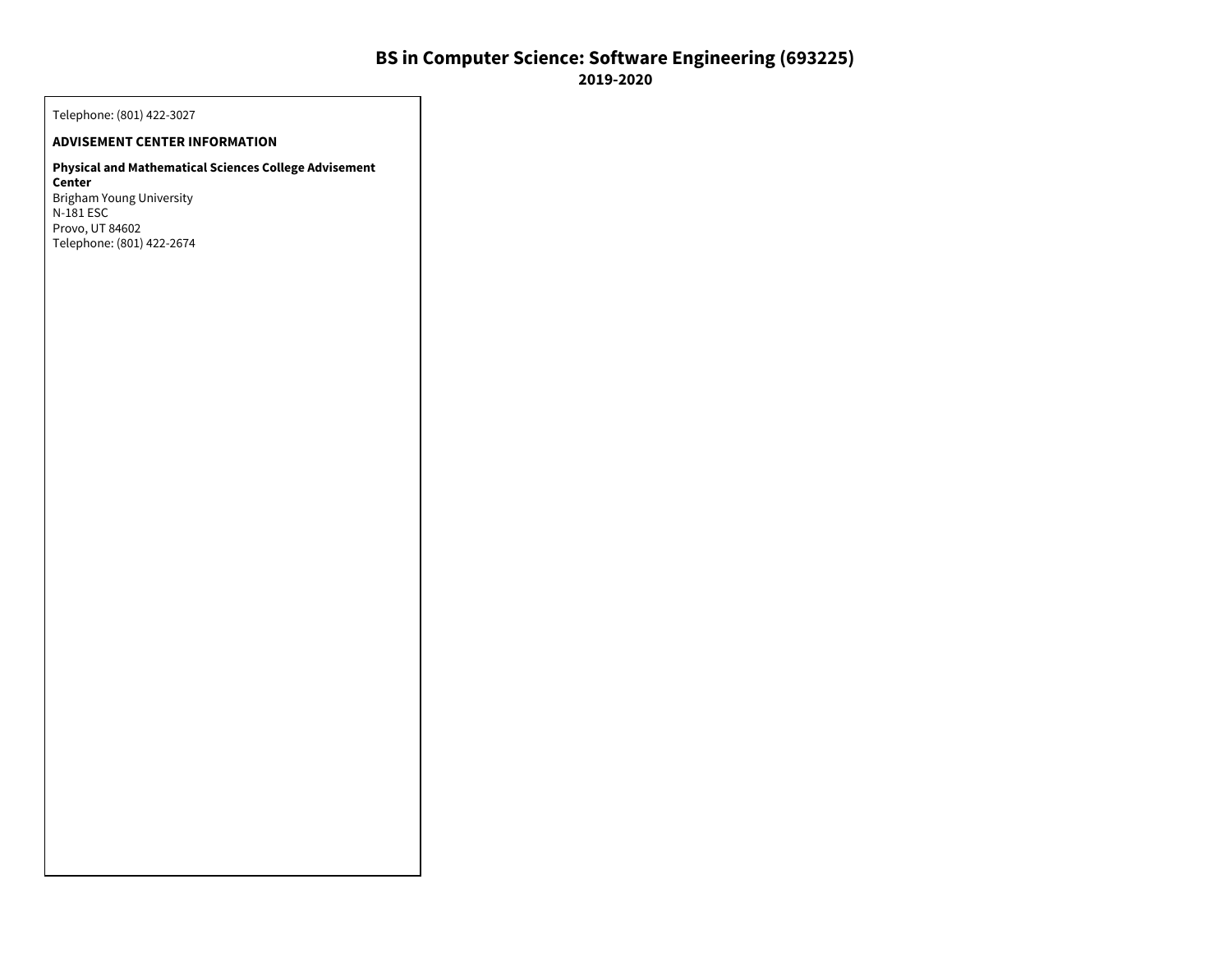# BS in Computer Science: Software Engineering (693225)

**2019-2020**

Telephone: (801) 422-3027

**ADVISEMENT CENTER INFORMATION**

**Physical and Mathematical Sciences College Advisement Center**
Brigham Young University
N-181 ESC
Provo, UT 84602
Telephone: (801) 422-2674